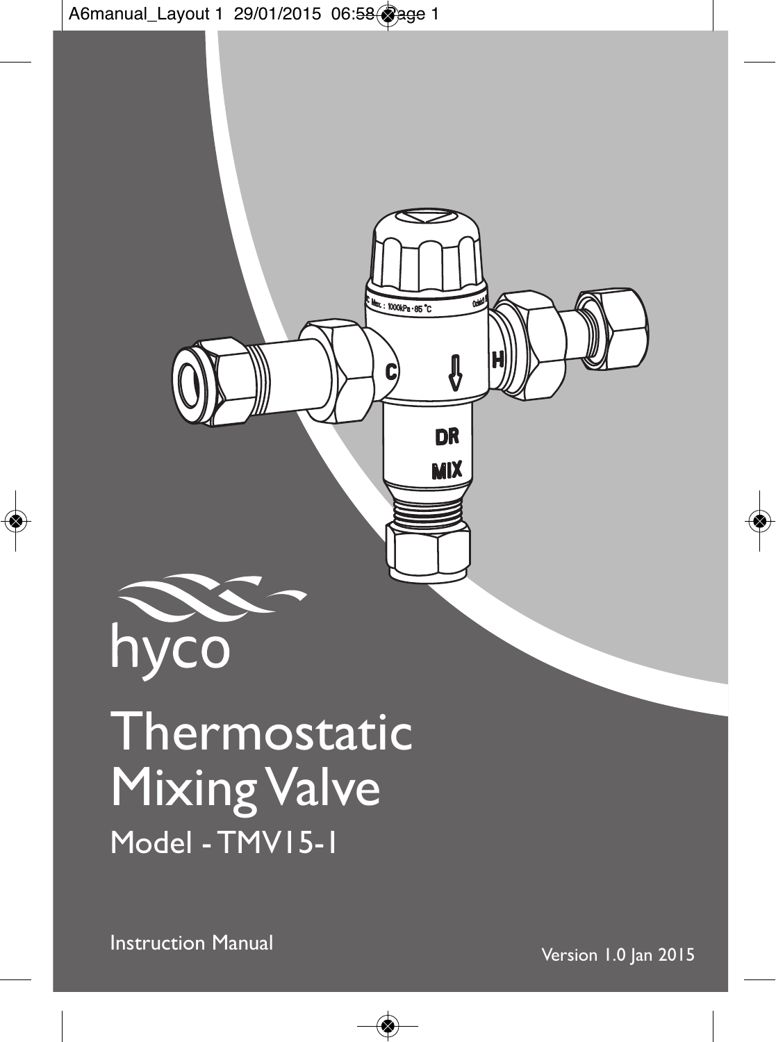hyco

# Thermostatic Mixing Valve

## Model - TMV15-1

Instruction Manual

Version 1.0 Jan 2015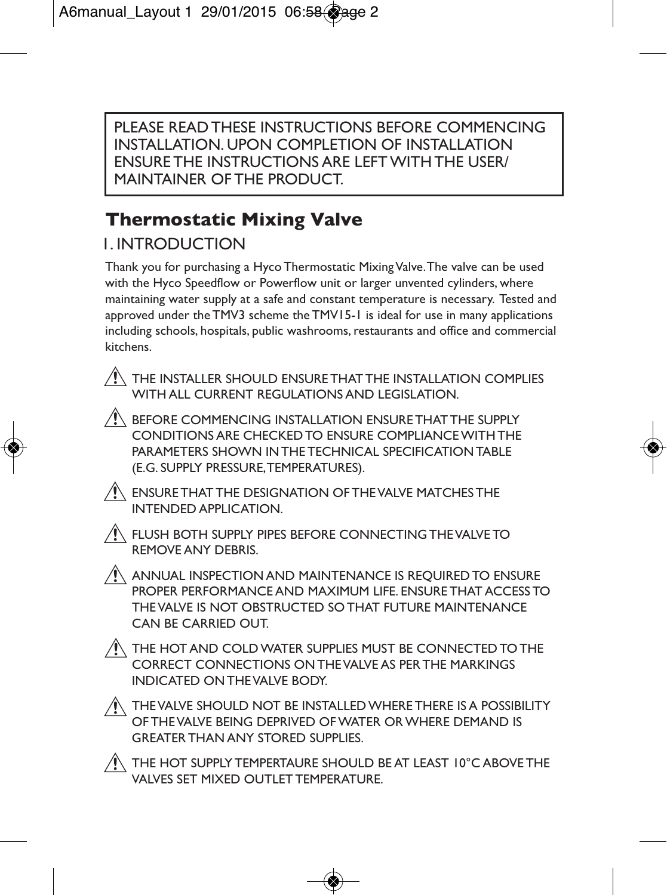PLEASE READ THESE INSTRUCTIONS BEFORE COMMENCING INSTALLATION. UPON COMPLETION OF INSTALLATION ENSURE THE INSTRUCTIONS ARE LEFT WITH THE USER/ MAINTAINER OF THE PRODUCT.

# Thermostatic Mixing Valve

## 1. INTRODUCTION

Thank you for purchasing a Hyco Thermostatic Mixing Valve. The valve can be used with the Hyco Speedflow or Powerflow unit or larger unvented cylinders, where maintaining water supply at a safe and constant temperature is necessary. Tested and approved under the TMV3 scheme the TMV15-1 is ideal for use in many applications including schools, hospitals, public washrooms, restaurants and office and commercial kitchens.

⚠ THE INSTALLER SHOULD ENSURE THAT THE INSTALLATION COMPLIES WITH ALL CURRENT REGULATIONS AND LEGISLATION.

⚠ BEFORE COMMENCING INSTALLATION ENSURE THAT THE SUPPLY CONDITIONS ARE CHECKED TO ENSURE COMPLIANCE WITH THE PARAMETERS SHOWN IN THE TECHNICAL SPECIFICATION TABLE (E.G. SUPPLY PRESSURE, TEMPERATURES).

⚠ ENSURE THAT THE DESIGNATION OF THE VALVE MATCHES THE INTENDED APPLICATION.

⚠ FLUSH BOTH SUPPLY PIPES BEFORE CONNECTING THE VALVE TO REMOVE ANY DEBRIS.

⚠ ANNUAL INSPECTION AND MAINTENANCE IS REQUIRED TO ENSURE PROPER PERFORMANCE AND MAXIMUM LIFE. ENSURE THAT ACCESS TO THE VALVE IS NOT OBSTRUCTED SO THAT FUTURE MAINTENANCE CAN BE CARRIED OUT.

⚠ THE HOT AND COLD WATER SUPPLIES MUST BE CONNECTED TO THE CORRECT CONNECTIONS ON THE VALVE AS PER THE MARKINGS INDICATED ON THE VALVE BODY.

⚠ THE VALVE SHOULD NOT BE INSTALLED WHERE THERE IS A POSSIBILITY OF THE VALVE BEING DEPRIVED OF WATER OR WHERE DEMAND IS GREATER THAN ANY STORED SUPPLIES.

⚠ THE HOT SUPPLY TEMPERTAURE SHOULD BE AT LEAST 10°C ABOVE THE VALVES SET MIXED OUTLET TEMPERATURE.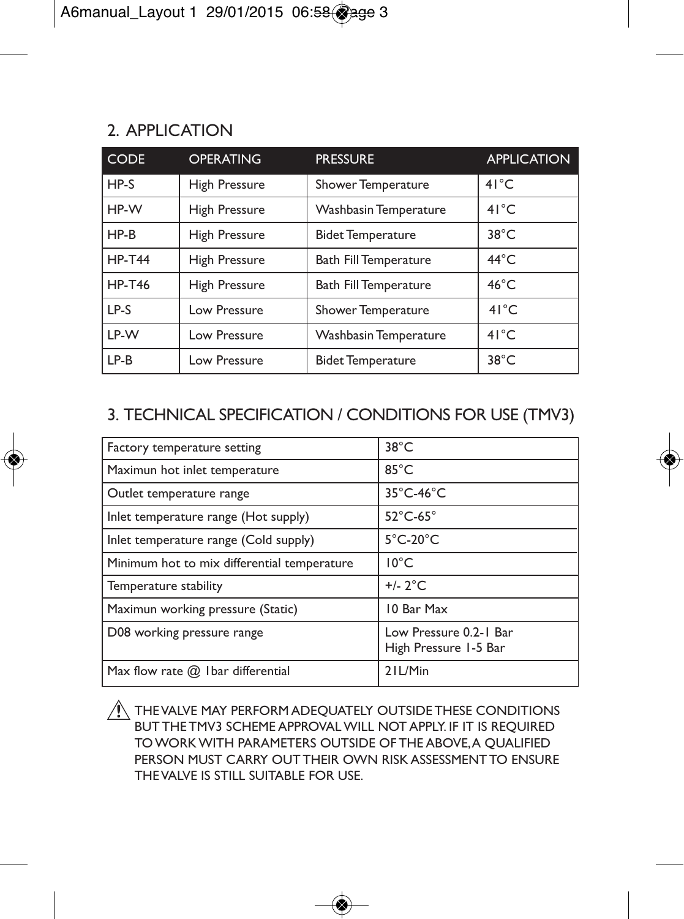## 2. APPLICATION

| CODE | OPERATING | PRESSURE | APPLICATION |
|---|---|---|---|
| HP-S | High Pressure | Shower Temperature | 41°C |
| HP-W | High Pressure | Washbasin Temperature | 41°C |
| HP-B | High Pressure | Bidet Temperature | 38°C |
| HP-T44 | High Pressure | Bath Fill Temperature | 44°C |
| HP-T46 | High Pressure | Bath Fill Temperature | 46°C |
| LP-S | Low Pressure | Shower Temperature | 41°C |
| LP-W | Low Pressure | Washbasin Temperature | 41°C |
| LP-B | Low Pressure | Bidet Temperature | 38°C |

## 3. TECHNICAL SPECIFICATION / CONDITIONS FOR USE (TMV3)

| | |
|---|---|
| Factory temperature setting | 38°C |
| Maximun hot inlet temperature | 85°C |
| Outlet temperature range | 35°C-46°C |
| Inlet temperature range (Hot supply) | 52°C-65° |
| Inlet temperature range (Cold supply) | 5°C-20°C |
| Minimum hot to mix differential temperature | 10°C |
| Temperature stability | +/- 2°C |
| Maximun working pressure (Static) | 10 Bar Max |
| D08 working pressure range | Low Pressure 0.2-1 Bar<br>High Pressure 1-5 Bar |
| Max flow rate @ 1bar differential | 21L/Min |

⚠ THE VALVE MAY PERFORM ADEQUATELY OUTSIDE THESE CONDITIONS BUT THE TMV3 SCHEME APPROVAL WILL NOT APPLY. IF IT IS REQUIRED TO WORK WITH PARAMETERS OUTSIDE OF THE ABOVE, A QUALIFIED PERSON MUST CARRY OUT THEIR OWN RISK ASSESSMENT TO ENSURE THE VALVE IS STILL SUITABLE FOR USE.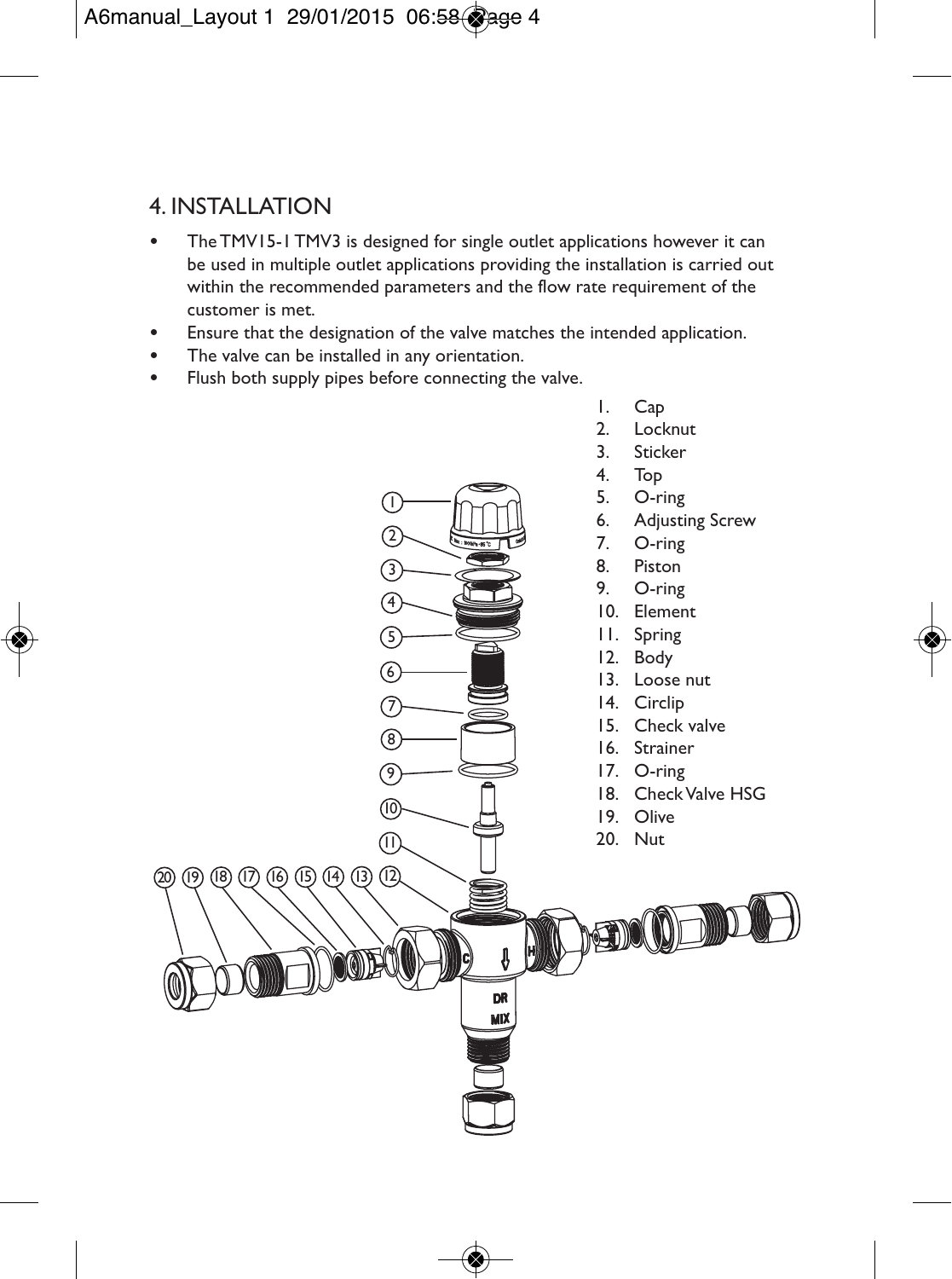## 4. INSTALLATION

- The TMV15-1 TMV3 is designed for single outlet applications however it can be used in multiple outlet applications providing the installation is carried out within the recommended parameters and the flow rate requirement of the customer is met.
- Ensure that the designation of the valve matches the intended application.
- The valve can be installed in any orientation.
- Flush both supply pipes before connecting the valve.

1. Cap
2. Locknut
3. Sticker
4. Top
5. O-ring
6. Adjusting Screw
7. O-ring
8. Piston
9. O-ring
10. Element
11. Spring
12. Body
13. Loose nut
14. Circlip
15. Check valve
16. Strainer
17. O-ring
18. Check Valve HSG
19. Olive
20. Nut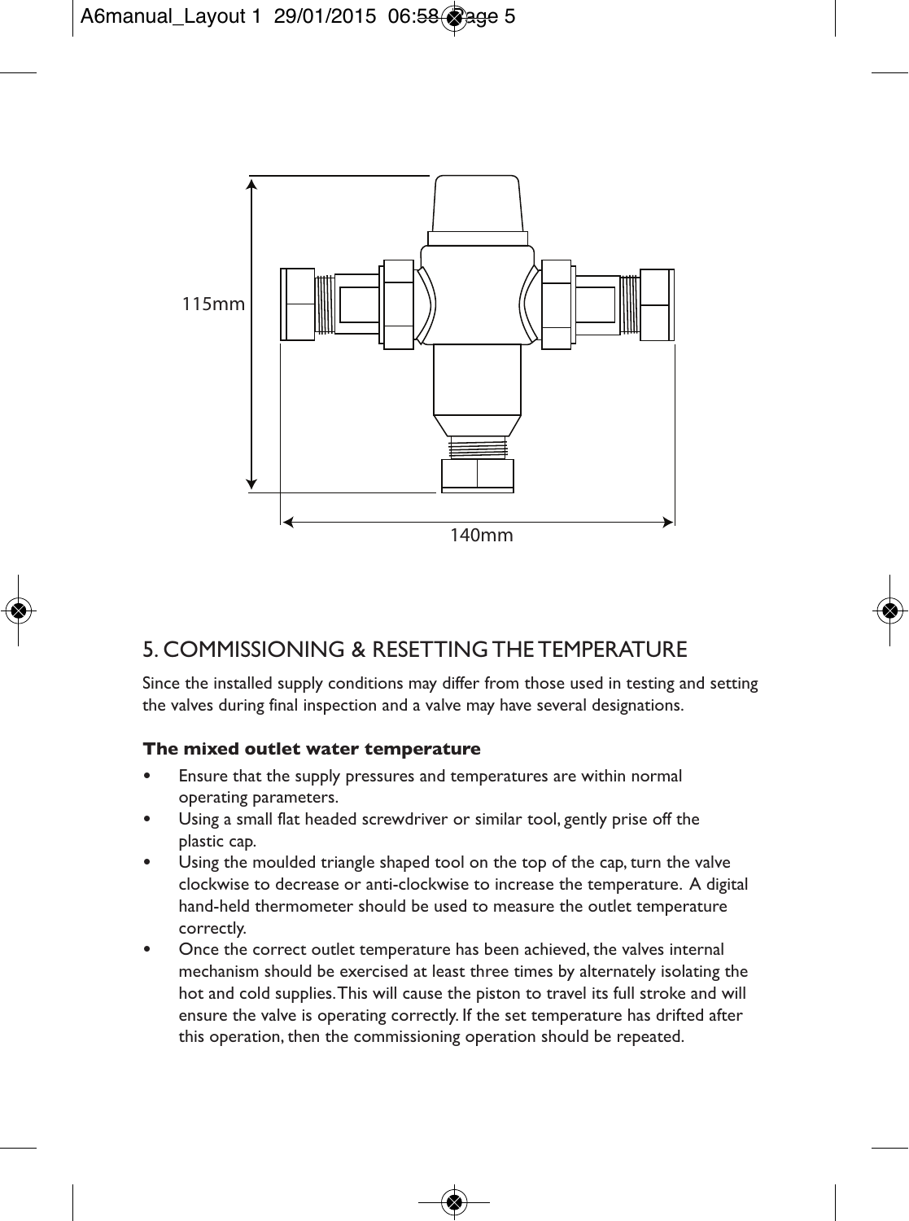115mm

140mm

## 5. COMMISSIONING & RESETTING THE TEMPERATURE

Since the installed supply conditions may differ from those used in testing and setting the valves during final inspection and a valve may have several designations.

**The mixed outlet water temperature**

- Ensure that the supply pressures and temperatures are within normal operating parameters.
- Using a small flat headed screwdriver or similar tool, gently prise off the plastic cap.
- Using the moulded triangle shaped tool on the top of the cap, turn the valve clockwise to decrease or anti-clockwise to increase the temperature. A digital hand-held thermometer should be used to measure the outlet temperature correctly.
- Once the correct outlet temperature has been achieved, the valves internal mechanism should be exercised at least three times by alternately isolating the hot and cold supplies. This will cause the piston to travel its full stroke and will ensure the valve is operating correctly. If the set temperature has drifted after this operation, then the commissioning operation should be repeated.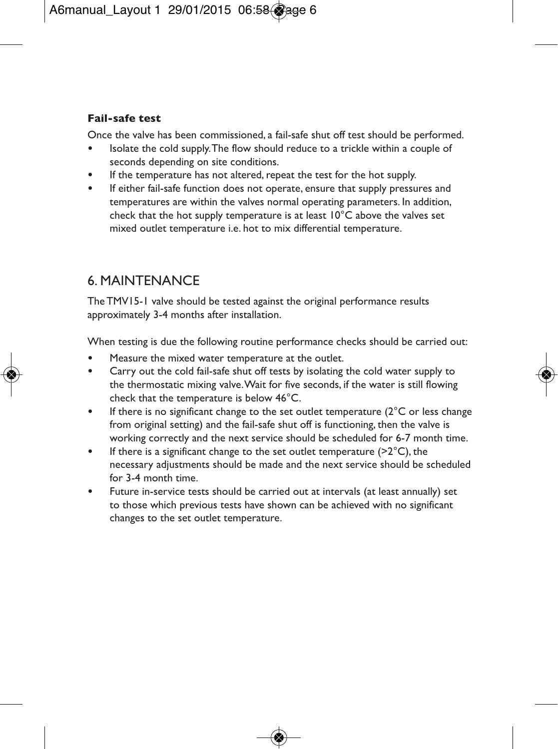**Fail-safe test**

Once the valve has been commissioned, a fail-safe shut off test should be performed.

- Isolate the cold supply. The flow should reduce to a trickle within a couple of seconds depending on site conditions.
- If the temperature has not altered, repeat the test for the hot supply.
- If either fail-safe function does not operate, ensure that supply pressures and temperatures are within the valves normal operating parameters. In addition, check that the hot supply temperature is at least 10°C above the valves set mixed outlet temperature i.e. hot to mix differential temperature.

## 6. MAINTENANCE

The TMV15-1 valve should be tested against the original performance results approximately 3-4 months after installation.

When testing is due the following routine performance checks should be carried out:

- Measure the mixed water temperature at the outlet.
- Carry out the cold fail-safe shut off tests by isolating the cold water supply to the thermostatic mixing valve. Wait for five seconds, if the water is still flowing check that the temperature is below 46°C.
- If there is no significant change to the set outlet temperature (2°C or less change from original setting) and the fail-safe shut off is functioning, then the valve is working correctly and the next service should be scheduled for 6-7 month time.
- If there is a significant change to the set outlet temperature (>2°C), the necessary adjustments should be made and the next service should be scheduled for 3-4 month time.
- Future in-service tests should be carried out at intervals (at least annually) set to those which previous tests have shown can be achieved with no significant changes to the set outlet temperature.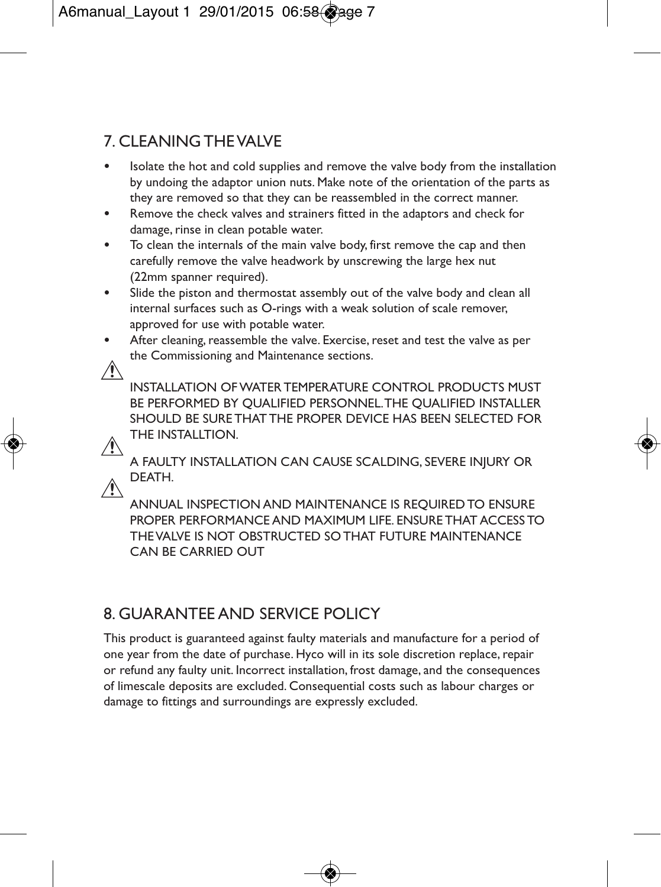## 7. CLEANING THE VALVE

- Isolate the hot and cold supplies and remove the valve body from the installation by undoing the adaptor union nuts. Make note of the orientation of the parts as they are removed so that they can be reassembled in the correct manner.
- Remove the check valves and strainers fitted in the adaptors and check for damage, rinse in clean potable water.
- To clean the internals of the main valve body, first remove the cap and then carefully remove the valve headwork by unscrewing the large hex nut (22mm spanner required).
- Slide the piston and thermostat assembly out of the valve body and clean all internal surfaces such as O-rings with a weak solution of scale remover, approved for use with potable water.
- After cleaning, reassemble the valve. Exercise, reset and test the valve as per the Commissioning and Maintenance sections.

⚠ INSTALLATION OF WATER TEMPERATURE CONTROL PRODUCTS MUST BE PERFORMED BY QUALIFIED PERSONNEL. THE QUALIFIED INSTALLER SHOULD BE SURE THAT THE PROPER DEVICE HAS BEEN SELECTED FOR THE INSTALLTION.

⚠ A FAULTY INSTALLATION CAN CAUSE SCALDING, SEVERE INJURY OR DEATH.

⚠ ANNUAL INSPECTION AND MAINTENANCE IS REQUIRED TO ENSURE PROPER PERFORMANCE AND MAXIMUM LIFE. ENSURE THAT ACCESS TO THE VALVE IS NOT OBSTRUCTED SO THAT FUTURE MAINTENANCE CAN BE CARRIED OUT

## 8. GUARANTEE AND SERVICE POLICY

This product is guaranteed against faulty materials and manufacture for a period of one year from the date of purchase. Hyco will in its sole discretion replace, repair or refund any faulty unit. Incorrect installation, frost damage, and the consequences of limescale deposits are excluded. Consequential costs such as labour charges or damage to fittings and surroundings are expressly excluded.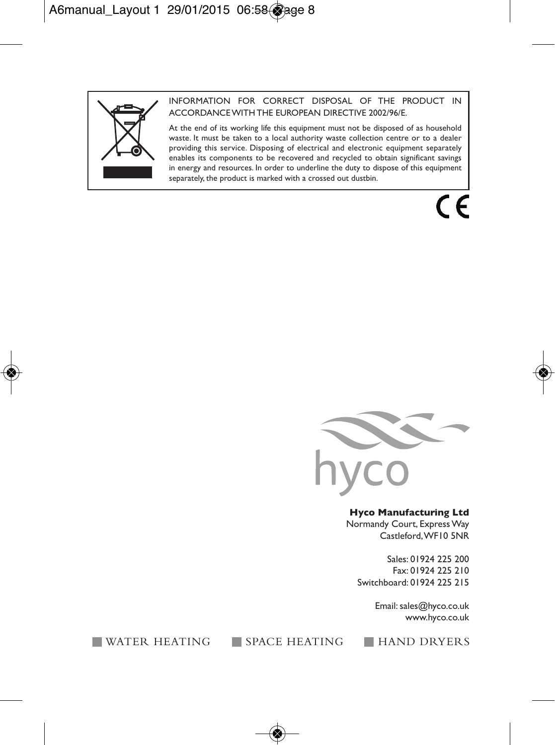INFORMATION FOR CORRECT DISPOSAL OF THE PRODUCT IN ACCORDANCE WITH THE EUROPEAN DIRECTIVE 2002/96/E.

At the end of its working life this equipment must not be disposed of as household waste. It must be taken to a local authority waste collection centre or to a dealer providing this service. Disposing of electrical and electronic equipment separately enables its components to be recovered and recycled to obtain significant savings in energy and resources. In order to underline the duty to dispose of this equipment separately, the product is marked with a crossed out dustbin.

**Hyco Manufacturing Ltd**
Normandy Court, Express Way
Castleford, WF10 5NR

Sales: 01924 225 200
Fax: 01924 225 210
Switchboard: 01924 225 215

Email: sales@hyco.co.uk
www.hyco.co.uk

WATER HEATING | SPACE HEATING | HAND DRYERS